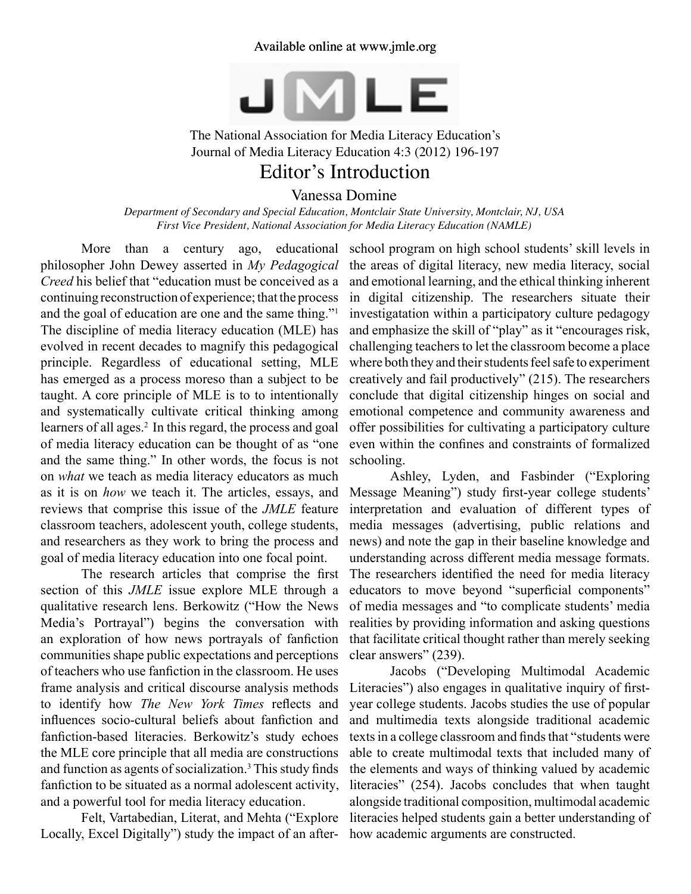Available online at www.jmle.org

The National Association for Media Literacy Education's
Journal of Media Literacy Education 4:3 (2012) 196-197

# Editor's Introduction

Vanessa Domine

*Department of Secondary and Special Education, Montclair State University, Montclair, NJ, USA*
*First Vice President, National Association for Media Literacy Education (NAMLE)*

More than a century ago, educational philosopher John Dewey asserted in *My Pedagogical Creed* his belief that "education must be conceived as a continuing reconstruction of experience; that the process and the goal of education are one and the same thing."[1] The discipline of media literacy education (MLE) has evolved in recent decades to magnify this pedagogical principle. Regardless of educational setting, MLE has emerged as a process moreso than a subject to be taught. A core principle of MLE is to to intentionally and systematically cultivate critical thinking among learners of all ages.[2] In this regard, the process and goal of media literacy education can be thought of as "one and the same thing." In other words, the focus is not on *what* we teach as media literacy educators as much as it is on *how* we teach it. The articles, essays, and reviews that comprise this issue of the *JMLE* feature classroom teachers, adolescent youth, college students, and researchers as they work to bring the process and goal of media literacy education into one focal point.

The research articles that comprise the first section of this *JMLE* issue explore MLE through a qualitative research lens. Berkowitz ("How the News Media's Portrayal") begins the conversation with an exploration of how news portrayals of fanfiction communities shape public expectations and perceptions of teachers who use fanfiction in the classroom. He uses frame analysis and critical discourse analysis methods to identify how *The New York Times* reflects and influences socio-cultural beliefs about fanfiction and fanfiction-based literacies. Berkowitz's study echoes the MLE core principle that all media are constructions and function as agents of socialization.[3] This study finds fanfiction to be situated as a normal adolescent activity, and a powerful tool for media literacy education.

Felt, Vartabedian, Literat, and Mehta ("Explore Locally, Excel Digitally") study the impact of an after-school program on high school students' skill levels in the areas of digital literacy, new media literacy, social and emotional learning, and the ethical thinking inherent in digital citizenship. The researchers situate their investigatation within a participatory culture pedagogy and emphasize the skill of "play" as it "encourages risk, challenging teachers to let the classroom become a place where both they and their students feel safe to experiment creatively and fail productively" (215). The researchers conclude that digital citizenship hinges on social and emotional competence and community awareness and offer possibilities for cultivating a participatory culture even within the confines and constraints of formalized schooling.

Ashley, Lyden, and Fasbinder ("Exploring Message Meaning") study first-year college students' interpretation and evaluation of different types of media messages (advertising, public relations and news) and note the gap in their baseline knowledge and understanding across different media message formats. The researchers identified the need for media literacy educators to move beyond "superficial components" of media messages and "to complicate students' media realities by providing information and asking questions that facilitate critical thought rather than merely seeking clear answers" (239).

Jacobs ("Developing Multimodal Academic Literacies") also engages in qualitative inquiry of first-year college students. Jacobs studies the use of popular and multimedia texts alongside traditional academic texts in a college classroom and finds that "students were able to create multimodal texts that included many of the elements and ways of thinking valued by academic literacies" (254). Jacobs concludes that when taught alongside traditional composition, multimodal academic literacies helped students gain a better understanding of how academic arguments are constructed.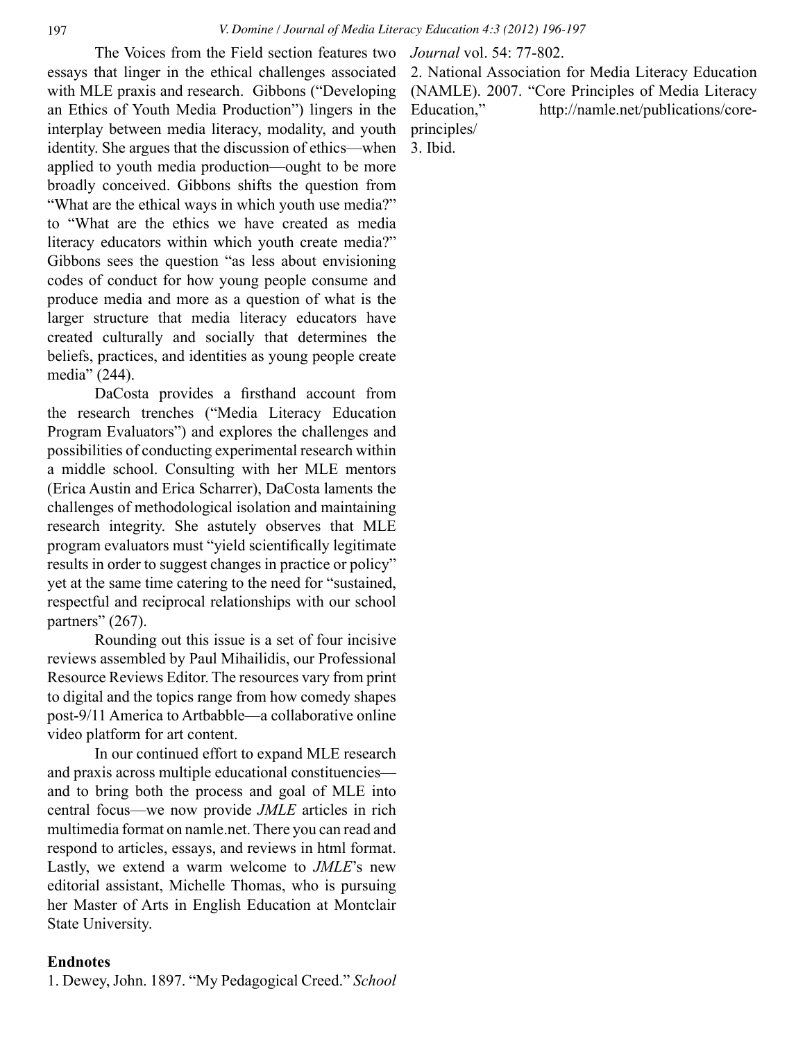The Voices from the Field section features two essays that linger in the ethical challenges associated with MLE praxis and research. Gibbons ("Developing an Ethics of Youth Media Production") lingers in the interplay between media literacy, modality, and youth identity. She argues that the discussion of ethics—when applied to youth media production—ought to be more broadly conceived. Gibbons shifts the question from "What are the ethical ways in which youth use media?" to "What are the ethics we have created as media literacy educators within which youth create media?" Gibbons sees the question "as less about envisioning codes of conduct for how young people consume and produce media and more as a question of what is the larger structure that media literacy educators have created culturally and socially that determines the beliefs, practices, and identities as young people create media" (244).

DaCosta provides a firsthand account from the research trenches ("Media Literacy Education Program Evaluators") and explores the challenges and possibilities of conducting experimental research within a middle school. Consulting with her MLE mentors (Erica Austin and Erica Scharrer), DaCosta laments the challenges of methodological isolation and maintaining research integrity. She astutely observes that MLE program evaluators must "yield scientifically legitimate results in order to suggest changes in practice or policy" yet at the same time catering to the need for "sustained, respectful and reciprocal relationships with our school partners" (267).

Rounding out this issue is a set of four incisive reviews assembled by Paul Mihailidis, our Professional Resource Reviews Editor. The resources vary from print to digital and the topics range from how comedy shapes post-9/11 America to Artbabble—a collaborative online video platform for art content.

In our continued effort to expand MLE research and praxis across multiple educational constituencies—and to bring both the process and goal of MLE into central focus—we now provide *JMLE* articles in rich multimedia format on namle.net. There you can read and respond to articles, essays, and reviews in html format. Lastly, we extend a warm welcome to *JMLE*'s new editorial assistant, Michelle Thomas, who is pursuing her Master of Arts in English Education at Montclair State University.

**Endnotes**

1. Dewey, John. 1897. "My Pedagogical Creed." *School Journal* vol. 54: 77-802.
2. National Association for Media Literacy Education (NAMLE). 2007. "Core Principles of Media Literacy Education," http://namle.net/publications/core-principles/
3. Ibid.